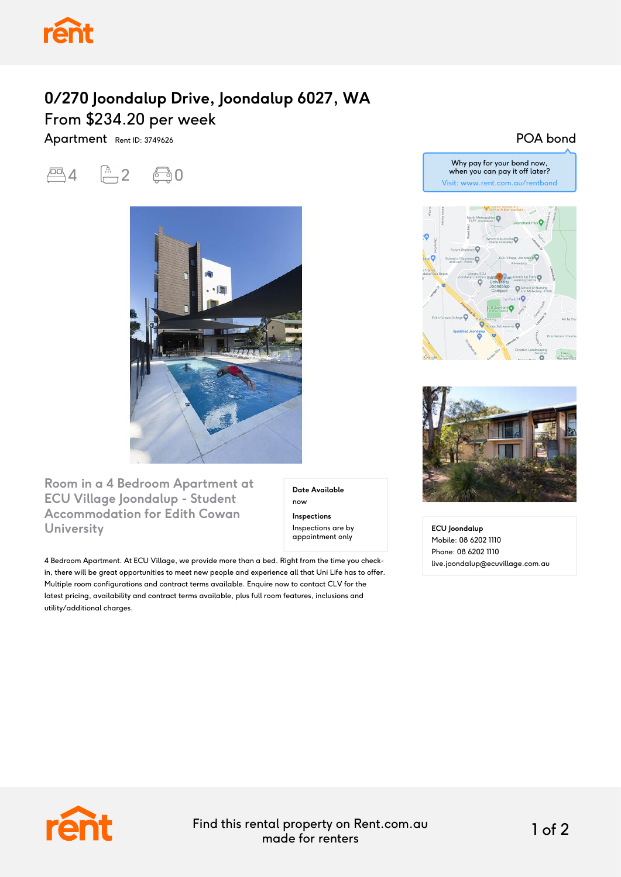# 0/270 Joondalup Drive, Joondalup 6027, WA

From $234.20 per week

Apartment Rent ID: 3749626

POA bond

4 bedrooms, 2 bathrooms, 0 parking

Why pay for your bond now, when you can pay it off later?
Visit: www.rent.com.au/rentbond

## Room in a 4 Bedroom Apartment at ECU Village Joondalup - Student Accommodation for Edith Cowan University

**Date Available**
now

**Inspections**
Inspections are by appointment only

4 Bedroom Apartment. At ECU Village, we provide more than a bed. Right from the time you check-in, there will be great opportunities to meet new people and experience all that Uni Life has to offer. Multiple room configurations and contract terms available. Enquire now to contact CLV for the latest pricing, availability and contract terms available, plus full room features, inclusions and utility/additional charges.

**ECU Joondalup**
Mobile: 08 6202 1110
Phone: 08 6202 1110
live.joondalup@ecuvillage.com.au

Find this rental property on Rent.com.au made for renters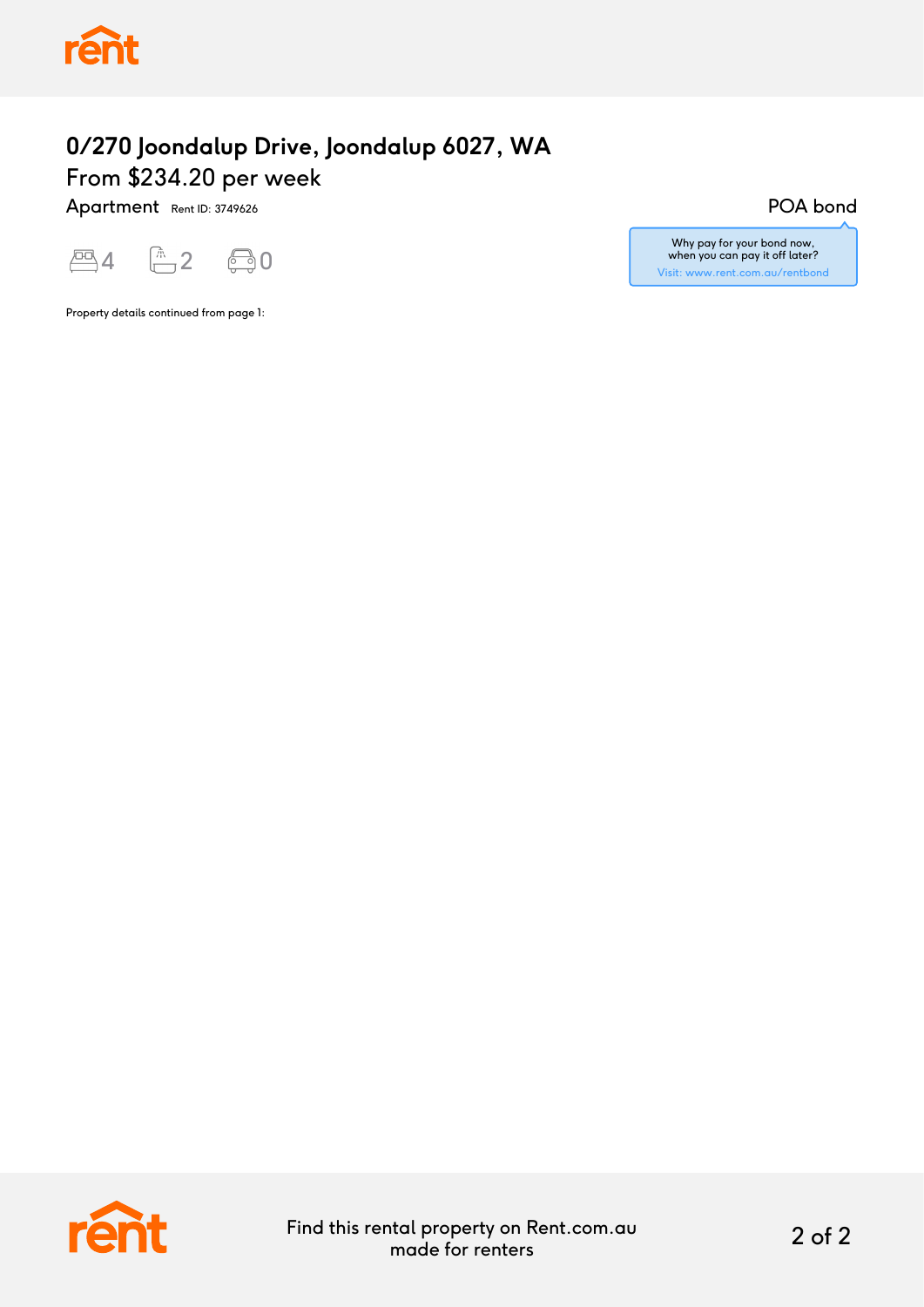# 0/270 Joondalup Drive, Joondalup 6027, WA

From $234.20 per week

Apartment Rent ID: 3749626

POA bond

Why pay for your bond now, when you can pay it off later?
Visit: www.rent.com.au/rentbond

4 2 0

Property details continued from page 1:

Find this rental property on Rent.com.au made for renters